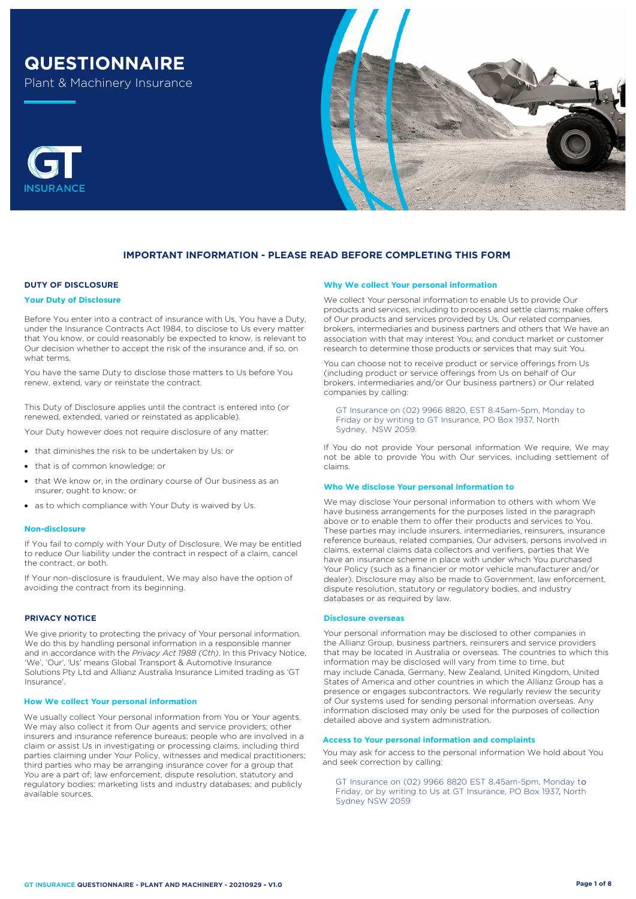# QUESTIONNAIRE

Plant & Machinery Insurance

GT INSURANCE

## IMPORTANT INFORMATION - PLEASE READ BEFORE COMPLETING THIS FORM

### DUTY OF DISCLOSURE

#### Your Duty of Disclosure

Before You enter into a contract of insurance with Us, You have a Duty, under the Insurance Contracts Act 1984, to disclose to Us every matter that You know, or could reasonably be expected to know, is relevant to Our decision whether to accept the risk of the insurance and, if so, on what terms.

You have the same Duty to disclose those matters to Us before You renew, extend, vary or reinstate the contract.

This Duty of Disclosure applies until the contract is entered into (or renewed, extended, varied or reinstated as applicable).

Your Duty however does not require disclosure of any matter:

- that diminishes the risk to be undertaken by Us; or
- that is of common knowledge; or
- that We know or, in the ordinary course of Our business as an insurer, ought to know; or
- as to which compliance with Your Duty is waived by Us.

#### Non-disclosure

If You fail to comply with Your Duty of Disclosure, We may be entitled to reduce Our liability under the contract in respect of a claim, cancel the contract, or both.

If Your non-disclosure is fraudulent, We may also have the option of avoiding the contract from its beginning.

### PRIVACY NOTICE

We give priority to protecting the privacy of Your personal information. We do this by handling personal information in a responsible manner and in accordance with the *Privacy Act 1988 (Cth)*. In this Privacy Notice, 'We', 'Our', 'Us' means Global Transport & Automotive Insurance Solutions Pty Ltd and Allianz Australia Insurance Limited trading as 'GT Insurance'.

#### How We collect Your personal information

We usually collect Your personal information from You or Your agents. We may also collect it from Our agents and service providers; other insurers and insurance reference bureaus; people who are involved in a claim or assist Us in investigating or processing claims, including third parties claiming under Your Policy, witnesses and medical practitioners; third parties who may be arranging insurance cover for a group that You are a part of; law enforcement, dispute resolution, statutory and regulatory bodies; marketing lists and industry databases; and publicly available sources.

#### Why We collect Your personal information

We collect Your personal information to enable Us to provide Our products and services, including to process and settle claims; make offers of Our products and services provided by Us, Our related companies, brokers, intermediaries and business partners and others that We have an association with that may interest You; and conduct market or customer research to determine those products or services that may suit You.

You can choose not to receive product or service offerings from Us (including product or service offerings from Us on behalf of Our brokers, intermediaries and/or Our business partners) or Our related companies by calling:

GT Insurance on (02) 9966 8820, EST 8.45am-5pm, Monday to Friday or by writing to GT Insurance, PO Box 1937, North Sydney, NSW 2059.

If You do not provide Your personal information We require, We may not be able to provide You with Our services, including settlement of claims.

#### Who We disclose Your personal information to

We may disclose Your personal information to others with whom We have business arrangements for the purposes listed in the paragraph above or to enable them to offer their products and services to You. These parties may include insurers, intermediaries, reinsurers, insurance reference bureaus, related companies, Our advisers, persons involved in claims, external claims data collectors and verifiers, parties that We have an insurance scheme in place with under which You purchased Your Policy (such as a financier or motor vehicle manufacturer and/or dealer). Disclosure may also be made to Government, law enforcement, dispute resolution, statutory or regulatory bodies, and industry databases or as required by law.

#### Disclosure overseas

Your personal information may be disclosed to other companies in the Allianz Group, business partners, reinsurers and service providers that may be located in Australia or overseas. The countries to which this information may be disclosed will vary from time to time, but may include Canada, Germany, New Zealand, United Kingdom, United States of America and other countries in which the Allianz Group has a presence or engages subcontractors. We regularly review the security of Our systems used for sending personal information overseas. Any information disclosed may only be used for the purposes of collection detailed above and system administration.

#### Access to Your personal information and complaints

You may ask for access to the personal information We hold about You and seek correction by calling:

GT Insurance on (02) 9966 8820 EST 8.45am-5pm, Monday to Friday, or by writing to Us at GT Insurance, PO Box 1937, North Sydney NSW 2059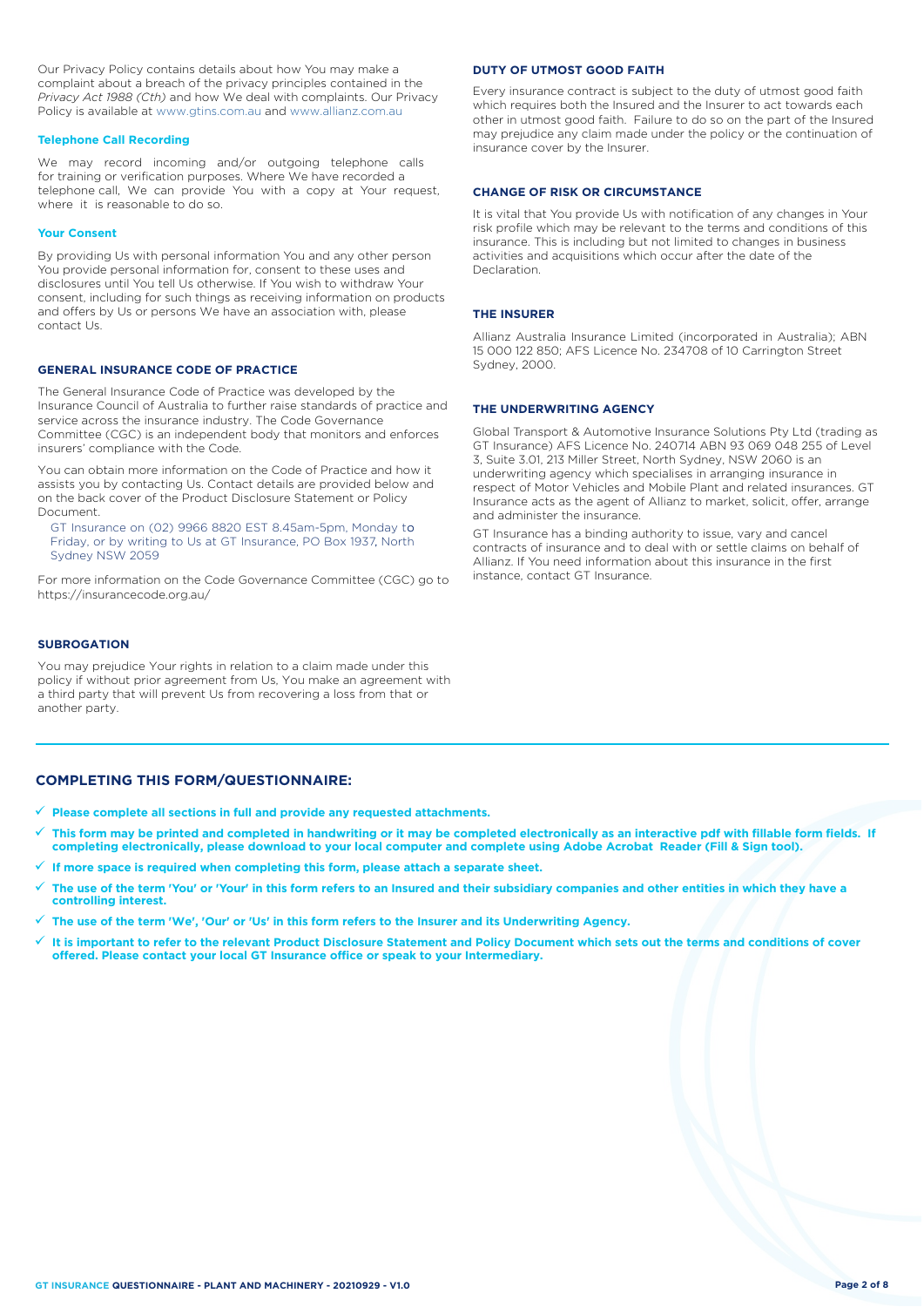Our Privacy Policy contains details about how You may make a complaint about a breach of the privacy principles contained in the *Privacy Act 1988 (Cth)* and how We deal with complaints. Our Privacy Policy is available at www.gtins.com.au and www.allianz.com.au

### Telephone Call Recording

We may record incoming and/or outgoing telephone calls for training or verification purposes. Where We have recorded a telephone call, We can provide You with a copy at Your request, where it is reasonable to do so.

### Your Consent

By providing Us with personal information You and any other person You provide personal information for, consent to these uses and disclosures until You tell Us otherwise. If You wish to withdraw Your consent, including for such things as receiving information on products and offers by Us or persons We have an association with, please contact Us.

## GENERAL INSURANCE CODE OF PRACTICE

The General Insurance Code of Practice was developed by the Insurance Council of Australia to further raise standards of practice and service across the insurance industry. The Code Governance Committee (CGC) is an independent body that monitors and enforces insurers' compliance with the Code.

You can obtain more information on the Code of Practice and how it assists you by contacting Us. Contact details are provided below and on the back cover of the Product Disclosure Statement or Policy Document.

GT Insurance on (02) 9966 8820 EST 8.45am-5pm, Monday to Friday, or by writing to Us at GT Insurance, PO Box 1937, North Sydney NSW 2059

For more information on the Code Governance Committee (CGC) go to https://insurancecode.org.au/

## SUBROGATION

You may prejudice Your rights in relation to a claim made under this policy if without prior agreement from Us, You make an agreement with a third party that will prevent Us from recovering a loss from that or another party.

## DUTY OF UTMOST GOOD FAITH

Every insurance contract is subject to the duty of utmost good faith which requires both the Insured and the Insurer to act towards each other in utmost good faith. Failure to do so on the part of the Insured may prejudice any claim made under the policy or the continuation of insurance cover by the Insurer.

## CHANGE OF RISK OR CIRCUMSTANCE

It is vital that You provide Us with notification of any changes in Your risk profile which may be relevant to the terms and conditions of this insurance. This is including but not limited to changes in business activities and acquisitions which occur after the date of the Declaration.

## THE INSURER

Allianz Australia Insurance Limited (incorporated in Australia); ABN 15 000 122 850; AFS Licence No. 234708 of 10 Carrington Street Sydney, 2000.

## THE UNDERWRITING AGENCY

Global Transport & Automotive Insurance Solutions Pty Ltd (trading as GT Insurance) AFS Licence No. 240714 ABN 93 069 048 255 of Level 3, Suite 3.01, 213 Miller Street, North Sydney, NSW 2060 is an underwriting agency which specialises in arranging insurance in respect of Motor Vehicles and Mobile Plant and related insurances. GT Insurance acts as the agent of Allianz to market, solicit, offer, arrange and administer the insurance.

GT Insurance has a binding authority to issue, vary and cancel contracts of insurance and to deal with or settle claims on behalf of Allianz. If You need information about this insurance in the first instance, contact GT Insurance.

## COMPLETING THIS FORM/QUESTIONNAIRE:

- ✓ **Please complete all sections in full and provide any requested attachments.**
- ✓ **This form may be printed and completed in handwriting or it may be completed electronically as an interactive pdf with fillable form fields. If completing electronically, please download to your local computer and complete using Adobe Acrobat Reader (Fill & Sign tool).**
- ✓ **If more space is required when completing this form, please attach a separate sheet.**
- ✓ **The use of the term 'You' or 'Your' in this form refers to an Insured and their subsidiary companies and other entities in which they have a controlling interest.**
- ✓ **The use of the term 'We', 'Our' or 'Us' in this form refers to the Insurer and its Underwriting Agency.**
- ✓ **It is important to refer to the relevant Product Disclosure Statement and Policy Document which sets out the terms and conditions of cover offered. Please contact your local GT Insurance office or speak to your Intermediary.**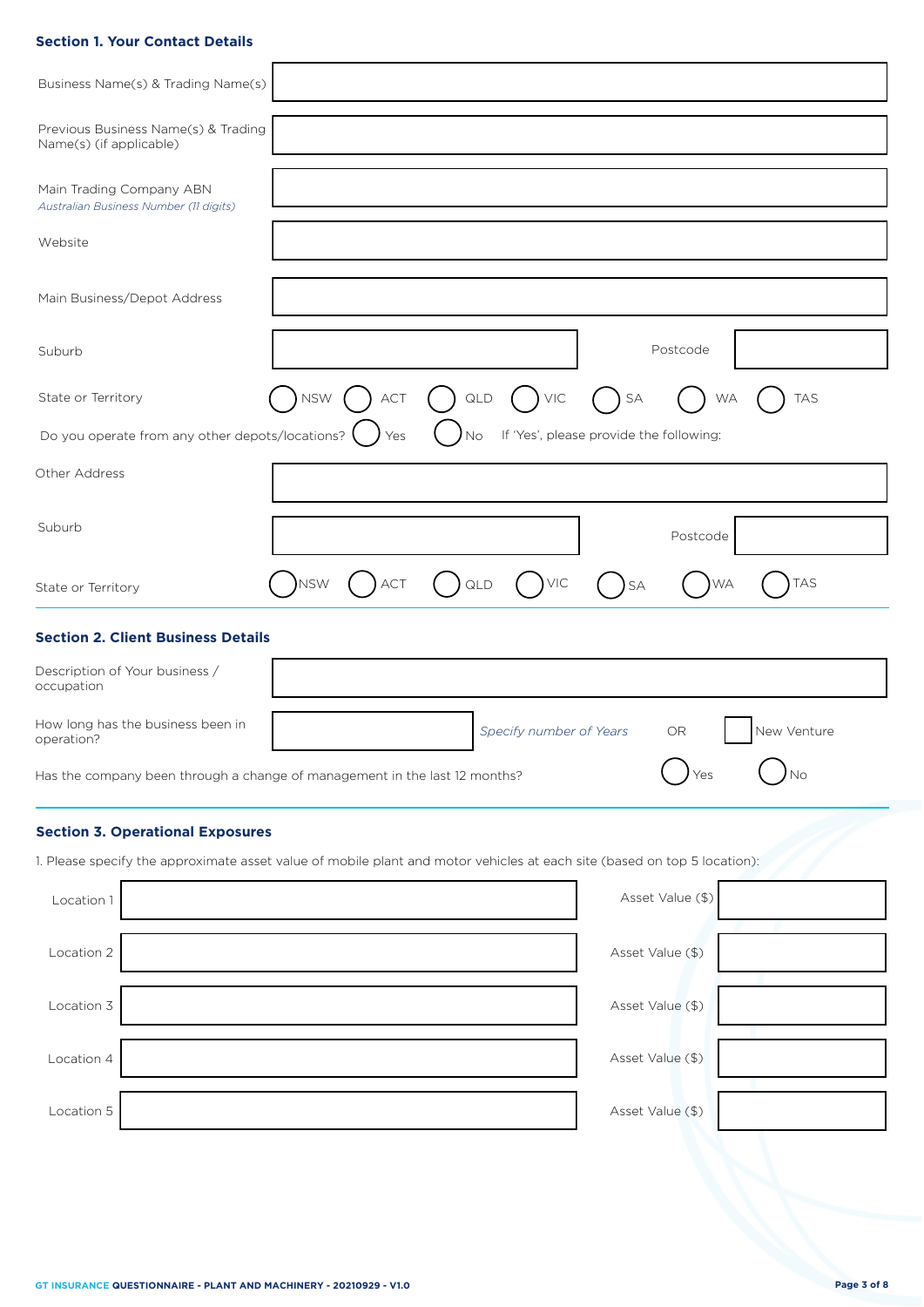## Section 1. Your Contact Details

| | |
|---|---|
| Business Name(s) & Trading Name(s) | |
| Previous Business Name(s) & Trading Name(s) (if applicable) | |
| Main Trading Company ABN *Australian Business Number (11 digits)* | |
| Website | |
| Main Business/Depot Address | |
| Suburb | Postcode |

State or Territory ◯ NSW ◯ ACT ◯ QLD ◯ VIC ◯ SA ◯ WA ◯ TAS

Do you operate from any other depots/locations? ◯ Yes ◯ No If 'Yes', please provide the following:

| | |
|---|---|
| Other Address | |
| Suburb | Postcode |

State or Territory ◯ NSW ◯ ACT ◯ QLD ◯ VIC ◯ SA ◯ WA ◯ TAS

## Section 2. Client Business Details

| | |
|---|---|
| Description of Your business / occupation | |
| How long has the business been in operation? | *Specify number of Years* OR ☐ New Venture |

Has the company been through a change of management in the last 12 months? ◯ Yes ◯ No

## Section 3. Operational Exposures

1. Please specify the approximate asset value of mobile plant and motor vehicles at each site (based on top 5 location):

| Location | | Asset Value ($) |
|---|---|---|
| Location 1 | | |
| Location 2 | | |
| Location 3 | | |
| Location 4 | | |
| Location 5 | | |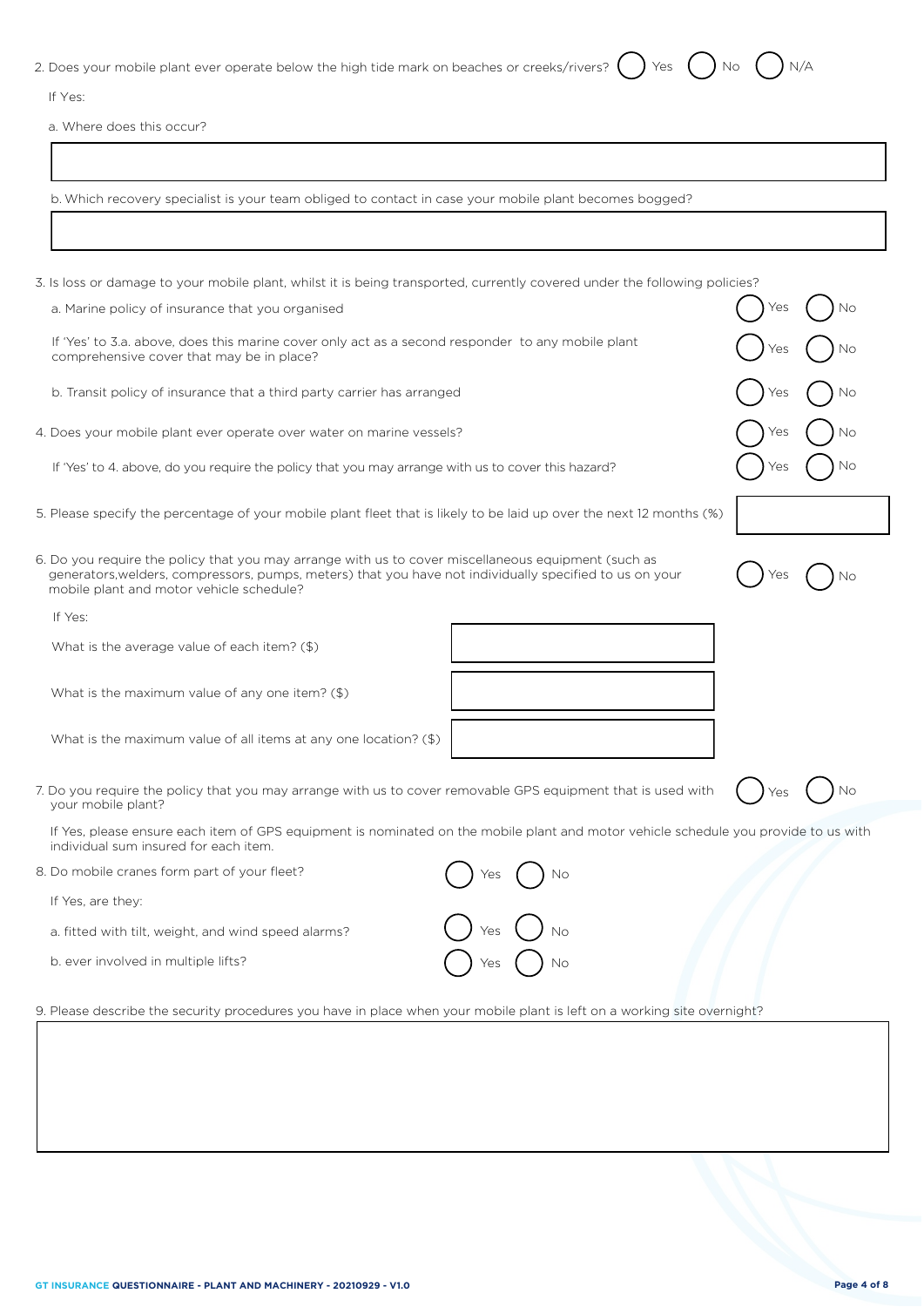2. Does your mobile plant ever operate below the high tide mark on beaches or creeks/rivers? ( ) Yes ( ) No ( ) N/A

If Yes:

a. Where does this occur?

b. Which recovery specialist is your team obliged to contact in case your mobile plant becomes bogged?

3. Is loss or damage to your mobile plant, whilst it is being transported, currently covered under the following policies?

a. Marine policy of insurance that you organised ( ) Yes ( ) No

If 'Yes' to 3.a. above, does this marine cover only act as a second responder to any mobile plant comprehensive cover that may be in place? ( ) Yes ( ) No

b. Transit policy of insurance that a third party carrier has arranged ( ) Yes ( ) No

4. Does your mobile plant ever operate over water on marine vessels? ( ) Yes ( ) No

If 'Yes' to 4. above, do you require the policy that you may arrange with us to cover this hazard? ( ) Yes ( ) No

5. Please specify the percentage of your mobile plant fleet that is likely to be laid up over the next 12 months (%)

6. Do you require the policy that you may arrange with us to cover miscellaneous equipment (such as generators,welders, compressors, pumps, meters) that you have not individually specified to us on your mobile plant and motor vehicle schedule? ( ) Yes ( ) No

If Yes:

What is the average value of each item? ($)

What is the maximum value of any one item? ($)

What is the maximum value of all items at any one location? ($)

7. Do you require the policy that you may arrange with us to cover removable GPS equipment that is used with your mobile plant? ( ) Yes ( ) No

If Yes, please ensure each item of GPS equipment is nominated on the mobile plant and motor vehicle schedule you provide to us with individual sum insured for each item.

8. Do mobile cranes form part of your fleet? ( ) Yes ( ) No

If Yes, are they:

a. fitted with tilt, weight, and wind speed alarms? ( ) Yes ( ) No

b. ever involved in multiple lifts? ( ) Yes ( ) No

9. Please describe the security procedures you have in place when your mobile plant is left on a working site overnight?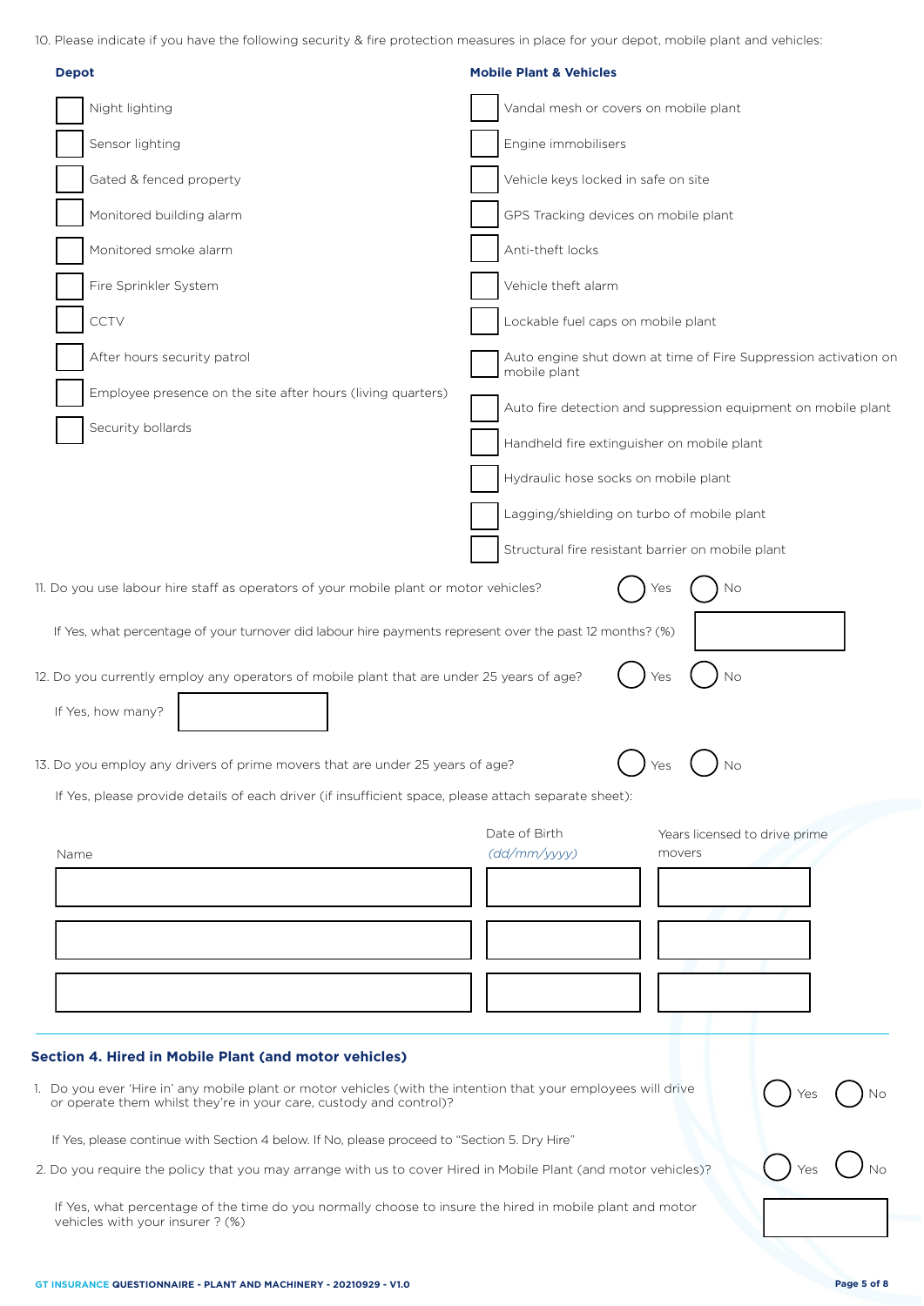10. Please indicate if you have the following security & fire protection measures in place for your depot, mobile plant and vehicles:

**Depot**

- [ ] Night lighting
- [ ] Sensor lighting
- [ ] Gated & fenced property
- [ ] Monitored building alarm
- [ ] Monitored smoke alarm
- [ ] Fire Sprinkler System
- [ ] CCTV
- [ ] After hours security patrol
- [ ] Employee presence on the site after hours (living quarters)
- [ ] Security bollards

**Mobile Plant & Vehicles**

- [ ] Vandal mesh or covers on mobile plant
- [ ] Engine immobilisers
- [ ] Vehicle keys locked in safe on site
- [ ] GPS Tracking devices on mobile plant
- [ ] Anti-theft locks
- [ ] Vehicle theft alarm
- [ ] Lockable fuel caps on mobile plant
- [ ] Auto engine shut down at time of Fire Suppression activation on mobile plant
- [ ] Auto fire detection and suppression equipment on mobile plant
- [ ] Handheld fire extinguisher on mobile plant
- [ ] Hydraulic hose socks on mobile plant
- [ ] Lagging/shielding on turbo of mobile plant
- [ ] Structural fire resistant barrier on mobile plant

11. Do you use labour hire staff as operators of your mobile plant or motor vehicles? ◯ Yes ◯ No

If Yes, what percentage of your turnover did labour hire payments represent over the past 12 months? (%) ________

12. Do you currently employ any operators of mobile plant that are under 25 years of age? ◯ Yes ◯ No

If Yes, how many? ________

13. Do you employ any drivers of prime movers that are under 25 years of age? ◯ Yes ◯ No

If Yes, please provide details of each driver (if insufficient space, please attach separate sheet):

| Name | Date of Birth *(dd/mm/yyyy)* | Years licensed to drive prime movers |
|---|---|---|
| | | |
| | | |
| | | |

## Section 4. Hired in Mobile Plant (and motor vehicles)

1. Do you ever 'Hire in' any mobile plant or motor vehicles (with the intention that your employees will drive or operate them whilst they're in your care, custody and control)? ◯ Yes ◯ No

If Yes, please continue with Section 4 below. If No, please proceed to "Section 5. Dry Hire"

2. Do you require the policy that you may arrange with us to cover Hired in Mobile Plant (and motor vehicles)? ◯ Yes ◯ No

If Yes, what percentage of the time do you normally choose to insure the hired in mobile plant and motor vehicles with your insurer ? (%) ________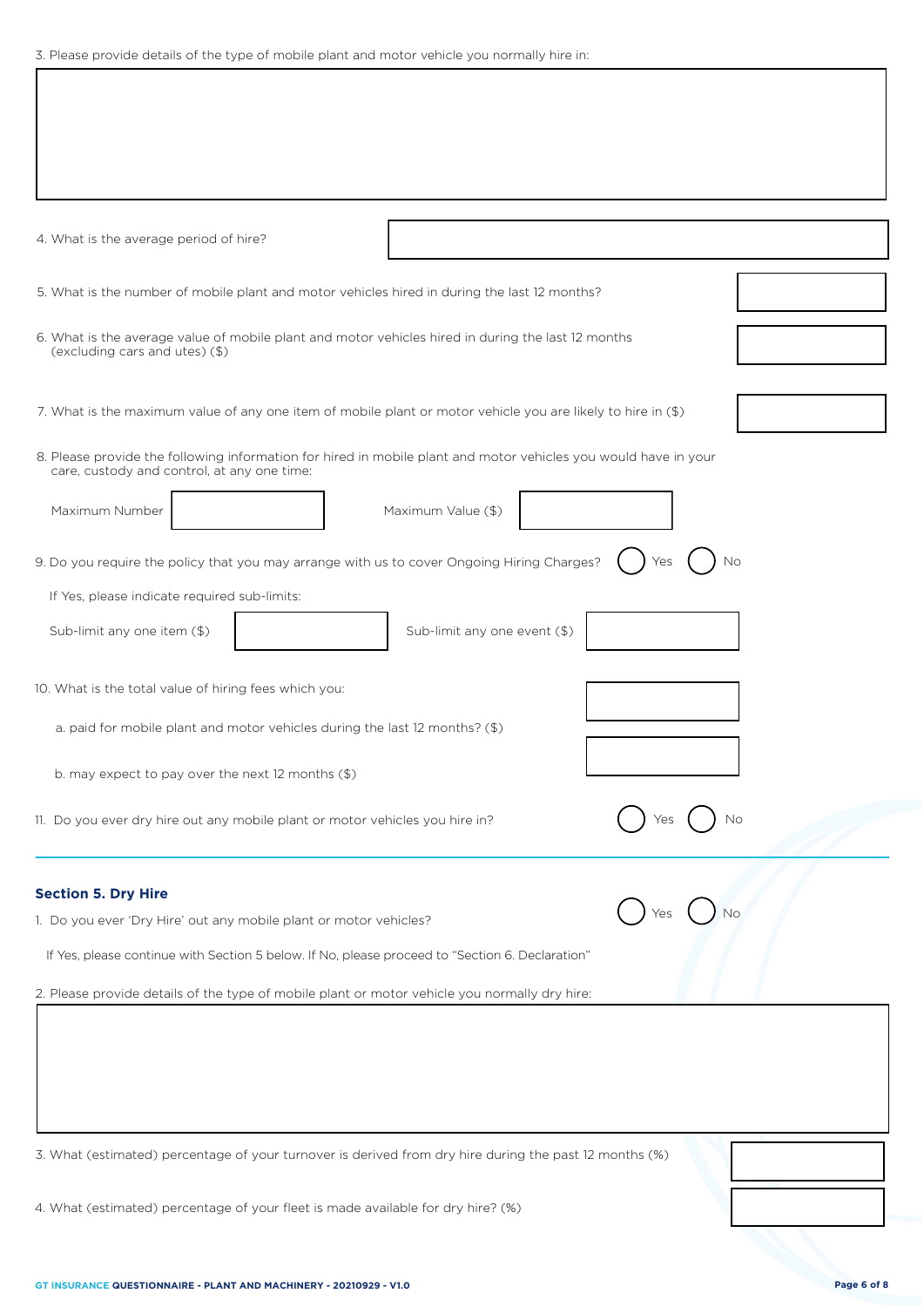3. Please provide details of the type of mobile plant and motor vehicle you normally hire in:

4. What is the average period of hire?

5. What is the number of mobile plant and motor vehicles hired in during the last 12 months?

6. What is the average value of mobile plant and motor vehicles hired in during the last 12 months (excluding cars and utes) ($)

7. What is the maximum value of any one item of mobile plant or motor vehicle you are likely to hire in ($)

8. Please provide the following information for hired in mobile plant and motor vehicles you would have in your care, custody and control, at any one time:

Maximum Number

Maximum Value ($)

9. Do you require the policy that you may arrange with us to cover Ongoing Hiring Charges? ( ) Yes ( ) No

If Yes, please indicate required sub-limits:

Sub-limit any one item ($)

Sub-limit any one event ($)

10. What is the total value of hiring fees which you:

a. paid for mobile plant and motor vehicles during the last 12 months? ($)

b. may expect to pay over the next 12 months ($)

11. Do you ever dry hire out any mobile plant or motor vehicles you hire in? ( ) Yes ( ) No

### Section 5. Dry Hire

1. Do you ever 'Dry Hire' out any mobile plant or motor vehicles? ( ) Yes ( ) No

If Yes, please continue with Section 5 below. If No, please proceed to "Section 6. Declaration"

2. Please provide details of the type of mobile plant or motor vehicle you normally dry hire:

3. What (estimated) percentage of your turnover is derived from dry hire during the past 12 months (%)

4. What (estimated) percentage of your fleet is made available for dry hire? (%)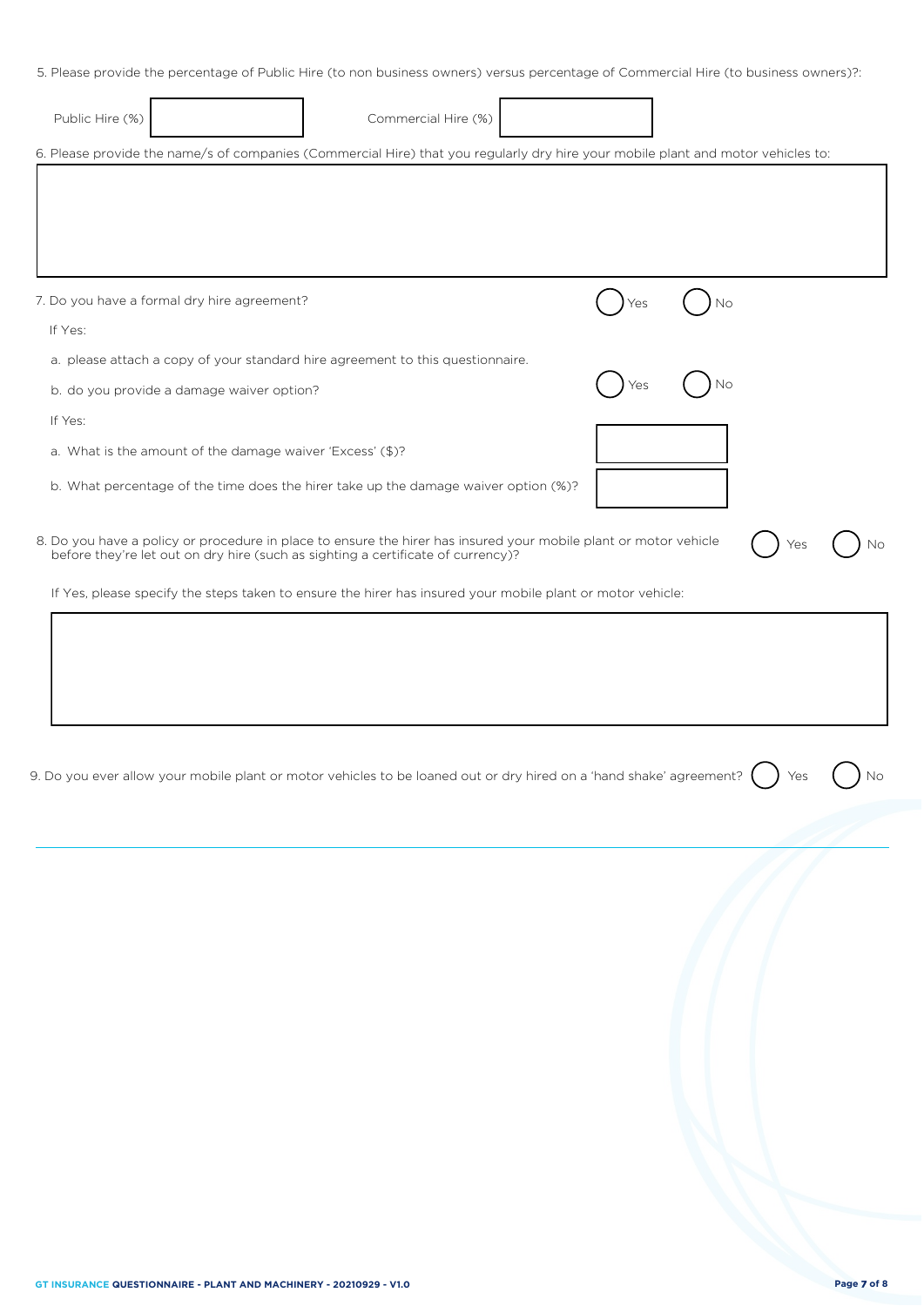5. Please provide the percentage of Public Hire (to non business owners) versus percentage of Commercial Hire (to business owners)?:

Public Hire (%) ____________ Commercial Hire (%) ____________

6. Please provide the name/s of companies (Commercial Hire) that you regularly dry hire your mobile plant and motor vehicles to:

____________

7. Do you have a formal dry hire agreement? ◯ Yes ◯ No

If Yes:

a. please attach a copy of your standard hire agreement to this questionnaire.

b. do you provide a damage waiver option? ◯ Yes ◯ No

If Yes:

a. What is the amount of the damage waiver 'Excess' ($)? ____________

b. What percentage of the time does the hirer take up the damage waiver option (%)? ____________

8. Do you have a policy or procedure in place to ensure the hirer has insured your mobile plant or motor vehicle before they're let out on dry hire (such as sighting a certificate of currency)? ◯ Yes ◯ No

If Yes, please specify the steps taken to ensure the hirer has insured your mobile plant or motor vehicle:

____________

9. Do you ever allow your mobile plant or motor vehicles to be loaned out or dry hired on a 'hand shake' agreement? ◯ Yes ◯ No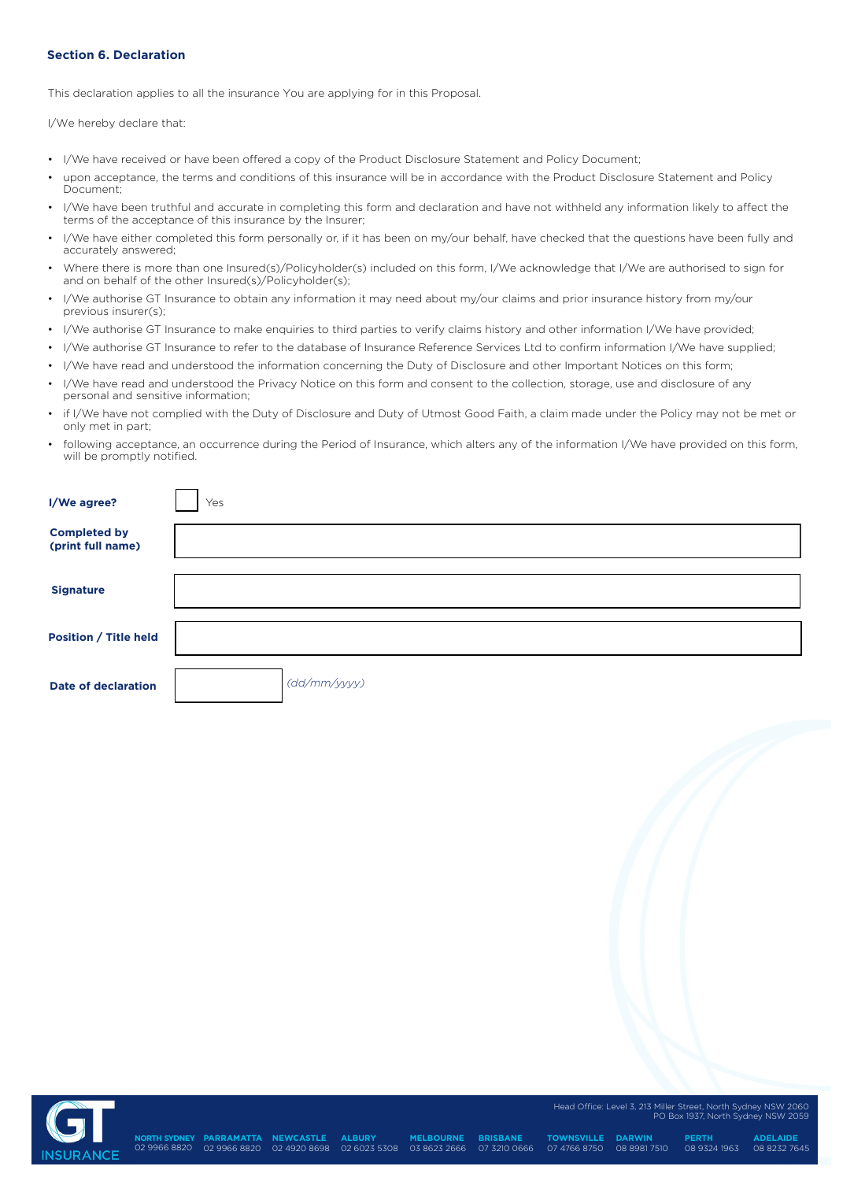## Section 6. Declaration

This declaration applies to all the insurance You are applying for in this Proposal.

I/We hereby declare that:

- I/We have received or have been offered a copy of the Product Disclosure Statement and Policy Document;
- upon acceptance, the terms and conditions of this insurance will be in accordance with the Product Disclosure Statement and Policy Document;
- I/We have been truthful and accurate in completing this form and declaration and have not withheld any information likely to affect the terms of the acceptance of this insurance by the Insurer;
- I/We have either completed this form personally or, if it has been on my/our behalf, have checked that the questions have been fully and accurately answered;
- Where there is more than one Insured(s)/Policyholder(s) included on this form, I/We acknowledge that I/We are authorised to sign for and on behalf of the other Insured(s)/Policyholder(s);
- I/We authorise GT Insurance to obtain any information it may need about my/our claims and prior insurance history from my/our previous insurer(s);
- I/We authorise GT Insurance to make enquiries to third parties to verify claims history and other information I/We have provided;
- I/We authorise GT Insurance to refer to the database of Insurance Reference Services Ltd to confirm information I/We have supplied;
- I/We have read and understood the information concerning the Duty of Disclosure and other Important Notices on this form;
- I/We have read and understood the Privacy Notice on this form and consent to the collection, storage, use and disclosure of any personal and sensitive information;
- if I/We have not complied with the Duty of Disclosure and Duty of Utmost Good Faith, a claim made under the Policy may not be met or only met in part;
- following acceptance, an occurrence during the Period of Insurance, which alters any of the information I/We have provided on this form, will be promptly notified.

| | |
|---|---|
| **I/We agree?** | ☐ Yes |
| **Completed by (print full name)** | |
| **Signature** | |
| **Position / Title held** | |
| **Date of declaration** | *(dd/mm/yyyy)* |

INSURANCE

Head Office: Level 3, 213 Miller Street, North Sydney NSW 2060
PO Box 1937, North Sydney NSW 2059

| NORTH SYDNEY | PARRAMATTA | NEWCASTLE | ALBURY | MELBOURNE | BRISBANE | TOWNSVILLE | DARWIN | PERTH | ADELAIDE |
|---|---|---|---|---|---|---|---|---|---|
| 02 9966 8820 | 02 9966 8820 | 02 4920 8698 | 02 6023 5308 | 03 8623 2666 | 07 3210 0666 | 07 4766 8750 | 08 8981 7510 | 08 9324 1963 | 08 8232 7645 |